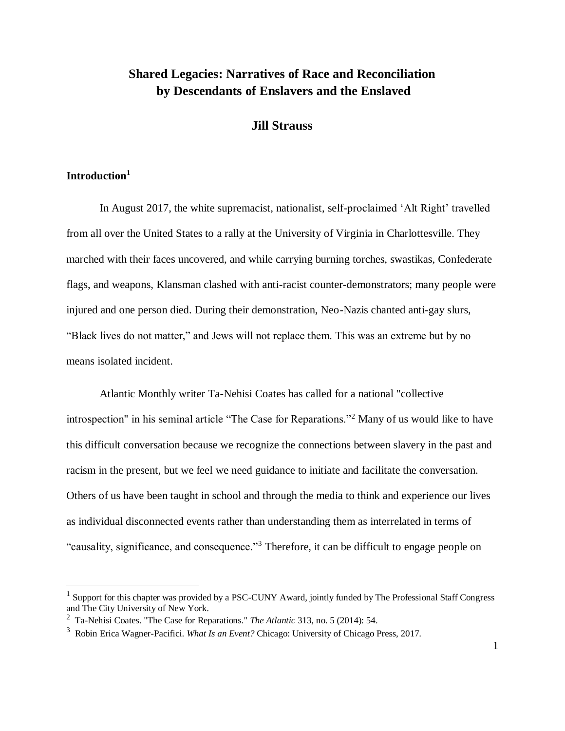# Shared Legacies: Narratives of Race and Reconciliation by Descendants of Enslavers and the Enslaved

## Jill Strauss

### Introduction[1]

In August 2017, the white supremacist, nationalist, self-proclaimed 'Alt Right' travelled from all over the United States to a rally at the University of Virginia in Charlottesville. They marched with their faces uncovered, and while carrying burning torches, swastikas, Confederate flags, and weapons, Klansman clashed with anti-racist counter-demonstrators; many people were injured and one person died. During their demonstration, Neo-Nazis chanted anti-gay slurs, "Black lives do not matter," and Jews will not replace them. This was an extreme but by no means isolated incident.

Atlantic Monthly writer Ta-Nehisi Coates has called for a national "collective introspection" in his seminal article "The Case for Reparations."[2] Many of us would like to have this difficult conversation because we recognize the connections between slavery in the past and racism in the present, but we feel we need guidance to initiate and facilitate the conversation. Others of us have been taught in school and through the media to think and experience our lives as individual disconnected events rather than understanding them as interrelated in terms of "causality, significance, and consequence."[3] Therefore, it can be difficult to engage people on

---

[1] Support for this chapter was provided by a PSC-CUNY Award, jointly funded by The Professional Staff Congress and The City University of New York.

[2] Ta-Nehisi Coates. "The Case for Reparations." *The Atlantic* 313, no. 5 (2014): 54.

[3] Robin Erica Wagner-Pacifici. *What Is an Event?* Chicago: University of Chicago Press, 2017.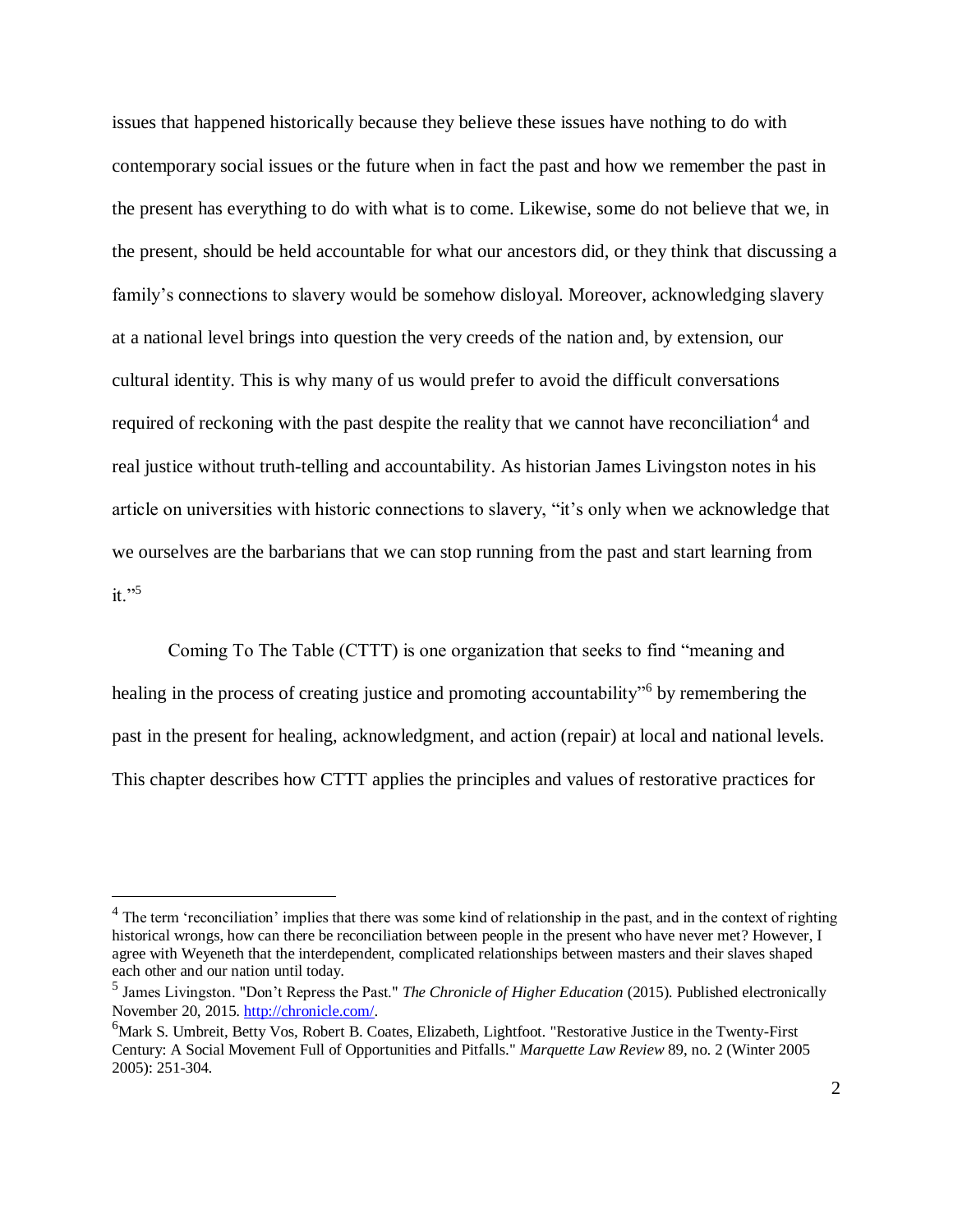issues that happened historically because they believe these issues have nothing to do with contemporary social issues or the future when in fact the past and how we remember the past in the present has everything to do with what is to come. Likewise, some do not believe that we, in the present, should be held accountable for what our ancestors did, or they think that discussing a family's connections to slavery would be somehow disloyal. Moreover, acknowledging slavery at a national level brings into question the very creeds of the nation and, by extension, our cultural identity. This is why many of us would prefer to avoid the difficult conversations required of reckoning with the past despite the reality that we cannot have reconciliation[4] and real justice without truth-telling and accountability. As historian James Livingston notes in his article on universities with historic connections to slavery, "it's only when we acknowledge that we ourselves are the barbarians that we can stop running from the past and start learning from it."[5]

Coming To The Table (CTTT) is one organization that seeks to find "meaning and healing in the process of creating justice and promoting accountability"[6] by remembering the past in the present for healing, acknowledgment, and action (repair) at local and national levels. This chapter describes how CTTT applies the principles and values of restorative practices for

---

[4] The term 'reconciliation' implies that there was some kind of relationship in the past, and in the context of righting historical wrongs, how can there be reconciliation between people in the present who have never met? However, I agree with Weyeneth that the interdependent, complicated relationships between masters and their slaves shaped each other and our nation until today.

[5] James Livingston. "Don't Repress the Past." *The Chronicle of Higher Education* (2015). Published electronically November 20, 2015. http://chronicle.com/.

[6] Mark S. Umbreit, Betty Vos, Robert B. Coates, Elizabeth, Lightfoot. "Restorative Justice in the Twenty-First Century: A Social Movement Full of Opportunities and Pitfalls." *Marquette Law Review* 89, no. 2 (Winter 2005 2005): 251-304.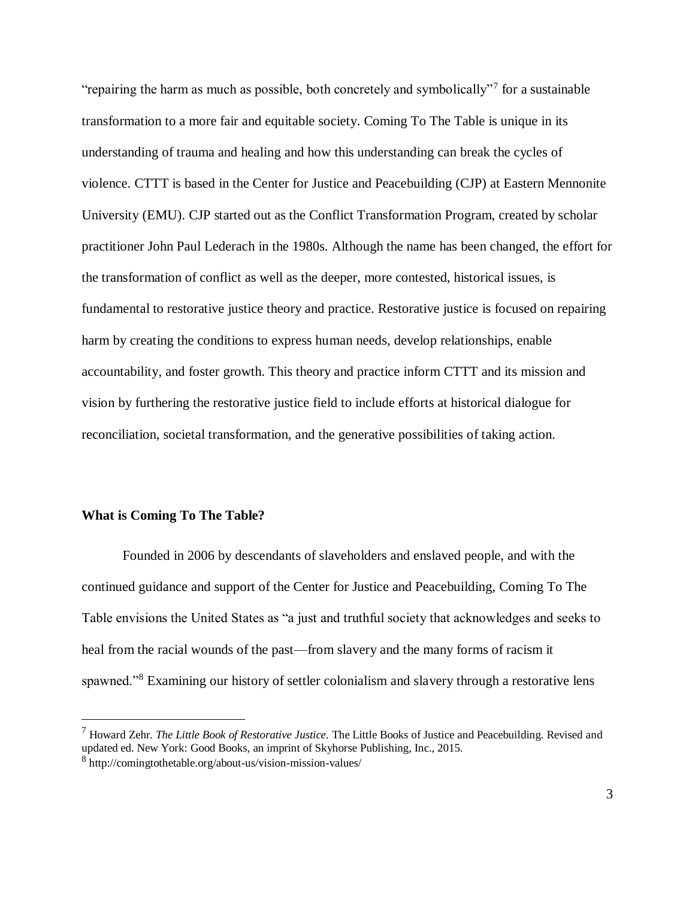"repairing the harm as much as possible, both concretely and symbolically"[7] for a sustainable transformation to a more fair and equitable society. Coming To The Table is unique in its understanding of trauma and healing and how this understanding can break the cycles of violence. CTTT is based in the Center for Justice and Peacebuilding (CJP) at Eastern Mennonite University (EMU). CJP started out as the Conflict Transformation Program, created by scholar practitioner John Paul Lederach in the 1980s. Although the name has been changed, the effort for the transformation of conflict as well as the deeper, more contested, historical issues, is fundamental to restorative justice theory and practice. Restorative justice is focused on repairing harm by creating the conditions to express human needs, develop relationships, enable accountability, and foster growth. This theory and practice inform CTTT and its mission and vision by furthering the restorative justice field to include efforts at historical dialogue for reconciliation, societal transformation, and the generative possibilities of taking action.

**What is Coming To The Table?**

Founded in 2006 by descendants of slaveholders and enslaved people, and with the continued guidance and support of the Center for Justice and Peacebuilding, Coming To The Table envisions the United States as "a just and truthful society that acknowledges and seeks to heal from the racial wounds of the past—from slavery and the many forms of racism it spawned."[8] Examining our history of settler colonialism and slavery through a restorative lens

---

[7] Howard Zehr. *The Little Book of Restorative Justice*. The Little Books of Justice and Peacebuilding. Revised and updated ed. New York: Good Books, an imprint of Skyhorse Publishing, Inc., 2015.

[8] http://comingtothetable.org/about-us/vision-mission-values/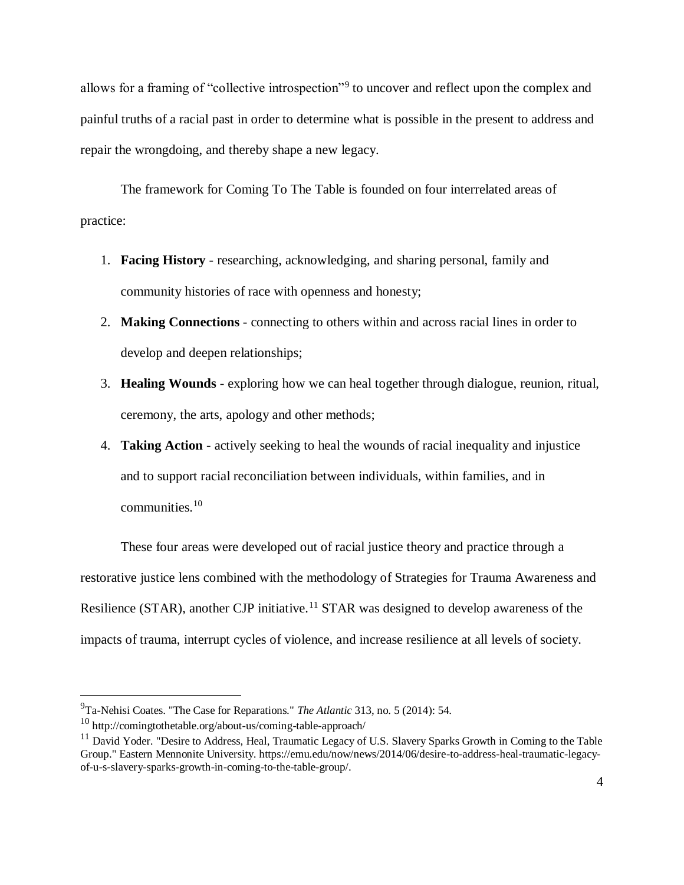allows for a framing of "collective introspection"[9] to uncover and reflect upon the complex and painful truths of a racial past in order to determine what is possible in the present to address and repair the wrongdoing, and thereby shape a new legacy.

The framework for Coming To The Table is founded on four interrelated areas of practice:

1. **Facing History** - researching, acknowledging, and sharing personal, family and community histories of race with openness and honesty;
2. **Making Connections** - connecting to others within and across racial lines in order to develop and deepen relationships;
3. **Healing Wounds** - exploring how we can heal together through dialogue, reunion, ritual, ceremony, the arts, apology and other methods;
4. **Taking Action** - actively seeking to heal the wounds of racial inequality and injustice and to support racial reconciliation between individuals, within families, and in communities.[10]

These four areas were developed out of racial justice theory and practice through a restorative justice lens combined with the methodology of Strategies for Trauma Awareness and Resilience (STAR), another CJP initiative.[11] STAR was designed to develop awareness of the impacts of trauma, interrupt cycles of violence, and increase resilience at all levels of society.

---

[9] Ta-Nehisi Coates. "The Case for Reparations." *The Atlantic* 313, no. 5 (2014): 54.

[10] http://comingtothetable.org/about-us/coming-table-approach/

[11] David Yoder. "Desire to Address, Heal, Traumatic Legacy of U.S. Slavery Sparks Growth in Coming to the Table Group." Eastern Mennonite University. https://emu.edu/now/news/2014/06/desire-to-address-heal-traumatic-legacy-of-u-s-slavery-sparks-growth-in-coming-to-the-table-group/.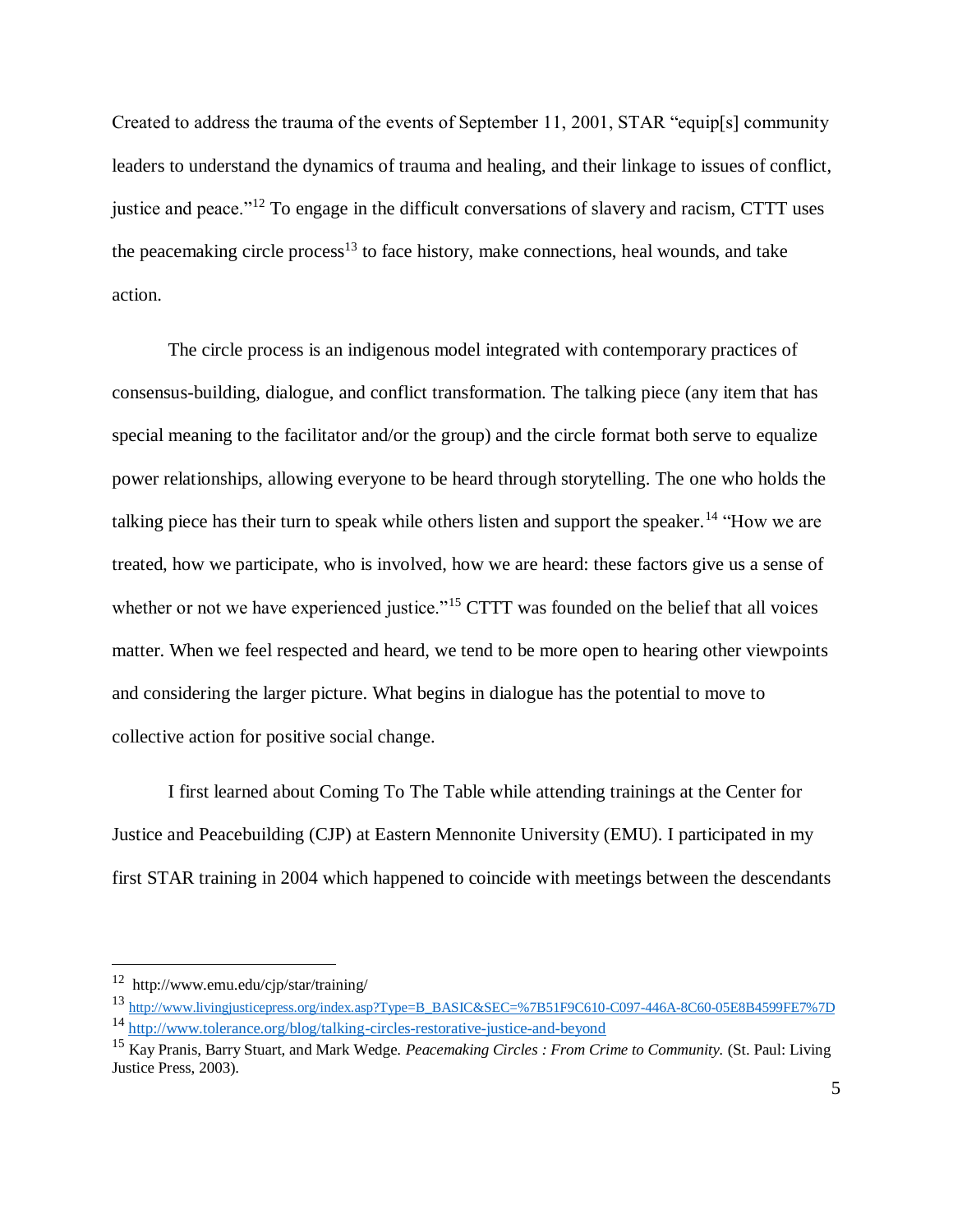Created to address the trauma of the events of September 11, 2001, STAR "equip[s] community leaders to understand the dynamics of trauma and healing, and their linkage to issues of conflict, justice and peace."[12] To engage in the difficult conversations of slavery and racism, CTTT uses the peacemaking circle process[13] to face history, make connections, heal wounds, and take action.

The circle process is an indigenous model integrated with contemporary practices of consensus-building, dialogue, and conflict transformation. The talking piece (any item that has special meaning to the facilitator and/or the group) and the circle format both serve to equalize power relationships, allowing everyone to be heard through storytelling. The one who holds the talking piece has their turn to speak while others listen and support the speaker.[14] "How we are treated, how we participate, who is involved, how we are heard: these factors give us a sense of whether or not we have experienced justice."[15] CTTT was founded on the belief that all voices matter. When we feel respected and heard, we tend to be more open to hearing other viewpoints and considering the larger picture. What begins in dialogue has the potential to move to collective action for positive social change.

I first learned about Coming To The Table while attending trainings at the Center for Justice and Peacebuilding (CJP) at Eastern Mennonite University (EMU). I participated in my first STAR training in 2004 which happened to coincide with meetings between the descendants

---

[12] http://www.emu.edu/cjp/star/training/

[13] http://www.livingjusticepress.org/index.asp?Type=B_BASIC&SEC=%7B51F9C610-C097-446A-8C60-05E8B4599FE7%7D

[14] http://www.tolerance.org/blog/talking-circles-restorative-justice-and-beyond

[15] Kay Pranis, Barry Stuart, and Mark Wedge. *Peacemaking Circles : From Crime to Community.* (St. Paul: Living Justice Press, 2003).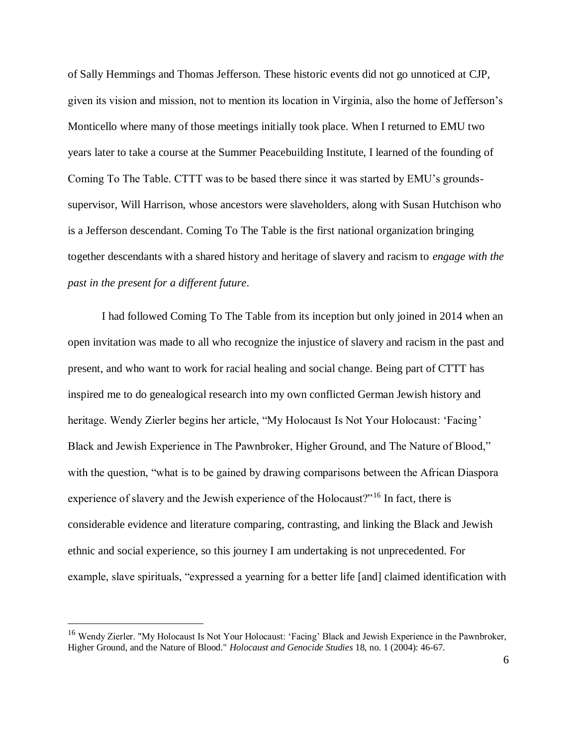of Sally Hemmings and Thomas Jefferson. These historic events did not go unnoticed at CJP, given its vision and mission, not to mention its location in Virginia, also the home of Jefferson's Monticello where many of those meetings initially took place. When I returned to EMU two years later to take a course at the Summer Peacebuilding Institute, I learned of the founding of Coming To The Table. CTTT was to be based there since it was started by EMU's grounds-supervisor, Will Harrison, whose ancestors were slaveholders, along with Susan Hutchison who is a Jefferson descendant. Coming To The Table is the first national organization bringing together descendants with a shared history and heritage of slavery and racism to *engage with the past in the present for a different future*.

I had followed Coming To The Table from its inception but only joined in 2014 when an open invitation was made to all who recognize the injustice of slavery and racism in the past and present, and who want to work for racial healing and social change. Being part of CTTT has inspired me to do genealogical research into my own conflicted German Jewish history and heritage. Wendy Zierler begins her article, "My Holocaust Is Not Your Holocaust: 'Facing' Black and Jewish Experience in The Pawnbroker, Higher Ground, and The Nature of Blood," with the question, "what is to be gained by drawing comparisons between the African Diaspora experience of slavery and the Jewish experience of the Holocaust?"[16] In fact, there is considerable evidence and literature comparing, contrasting, and linking the Black and Jewish ethnic and social experience, so this journey I am undertaking is not unprecedented. For example, slave spirituals, "expressed a yearning for a better life [and] claimed identification with

---

[16] Wendy Zierler. "My Holocaust Is Not Your Holocaust: 'Facing' Black and Jewish Experience in the Pawnbroker, Higher Ground, and the Nature of Blood." *Holocaust and Genocide Studies* 18, no. 1 (2004): 46-67.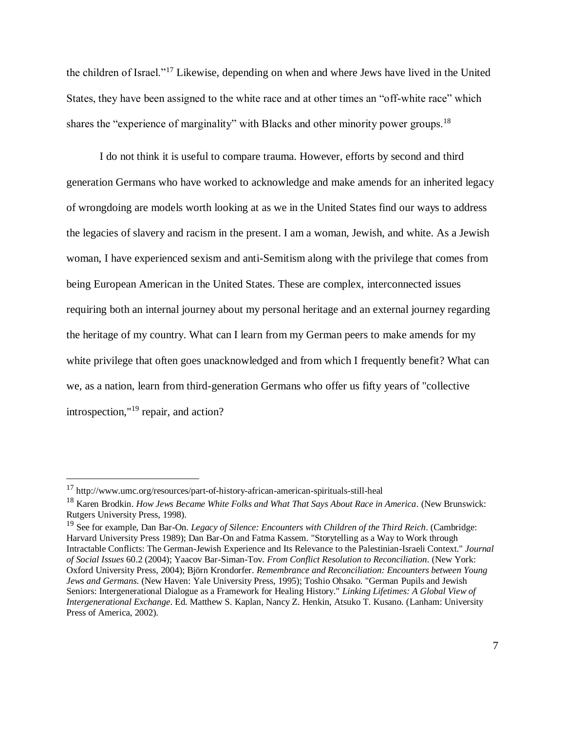the children of Israel."[17] Likewise, depending on when and where Jews have lived in the United States, they have been assigned to the white race and at other times an "off-white race" which shares the "experience of marginality" with Blacks and other minority power groups.[18]

I do not think it is useful to compare trauma. However, efforts by second and third generation Germans who have worked to acknowledge and make amends for an inherited legacy of wrongdoing are models worth looking at as we in the United States find our ways to address the legacies of slavery and racism in the present. I am a woman, Jewish, and white. As a Jewish woman, I have experienced sexism and anti-Semitism along with the privilege that comes from being European American in the United States. These are complex, interconnected issues requiring both an internal journey about my personal heritage and an external journey regarding the heritage of my country. What can I learn from my German peers to make amends for my white privilege that often goes unacknowledged and from which I frequently benefit? What can we, as a nation, learn from third-generation Germans who offer us fifty years of "collective introspection,"[19] repair, and action?

---

[17] http://www.umc.org/resources/part-of-history-african-american-spirituals-still-heal

[18] Karen Brodkin. *How Jews Became White Folks and What That Says About Race in America*. (New Brunswick: Rutgers University Press, 1998).

[19] See for example, Dan Bar-On. *Legacy of Silence: Encounters with Children of the Third Reich*. (Cambridge: Harvard University Press 1989); Dan Bar-On and Fatma Kassem. "Storytelling as a Way to Work through Intractable Conflicts: The German-Jewish Experience and Its Relevance to the Palestinian-Israeli Context." *Journal of Social Issues* 60.2 (2004); Yaacov Bar-Siman-Tov. *From Conflict Resolution to Reconciliation*. (New York: Oxford University Press, 2004); Björn Krondorfer. *Remembrance and Reconciliation: Encounters between Young Jews and Germans*. (New Haven: Yale University Press, 1995); Toshio Ohsako. "German Pupils and Jewish Seniors: Intergenerational Dialogue as a Framework for Healing History." *Linking Lifetimes: A Global View of Intergenerational Exchange*. Ed. Matthew S. Kaplan, Nancy Z. Henkin, Atsuko T. Kusano. (Lanham: University Press of America, 2002).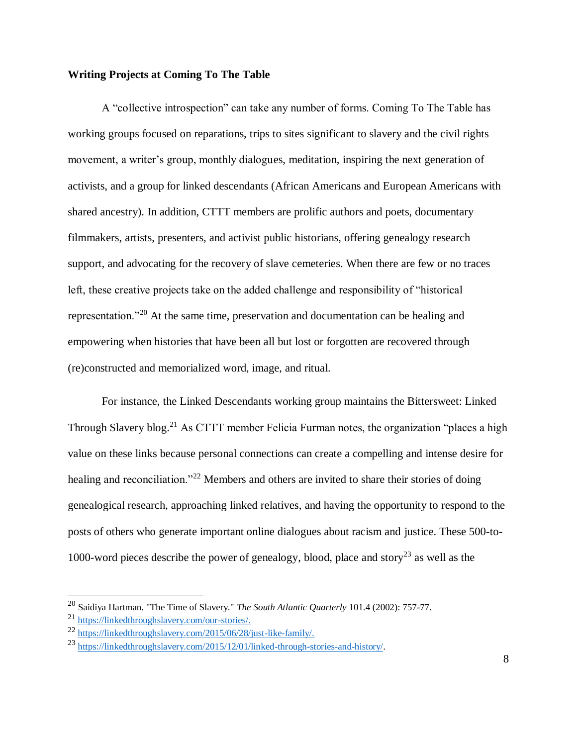**Writing Projects at Coming To The Table**

A "collective introspection" can take any number of forms. Coming To The Table has working groups focused on reparations, trips to sites significant to slavery and the civil rights movement, a writer's group, monthly dialogues, meditation, inspiring the next generation of activists, and a group for linked descendants (African Americans and European Americans with shared ancestry). In addition, CTTT members are prolific authors and poets, documentary filmmakers, artists, presenters, and activist public historians, offering genealogy research support, and advocating for the recovery of slave cemeteries. When there are few or no traces left, these creative projects take on the added challenge and responsibility of "historical representation."[20] At the same time, preservation and documentation can be healing and empowering when histories that have been all but lost or forgotten are recovered through (re)constructed and memorialized word, image, and ritual.

For instance, the Linked Descendants working group maintains the Bittersweet: Linked Through Slavery blog.[21] As CTTT member Felicia Furman notes, the organization "places a high value on these links because personal connections can create a compelling and intense desire for healing and reconciliation."[22] Members and others are invited to share their stories of doing genealogical research, approaching linked relatives, and having the opportunity to respond to the posts of others who generate important online dialogues about racism and justice. These 500-to-1000-word pieces describe the power of genealogy, blood, place and story[23] as well as the

---

[20] Saidiya Hartman. "The Time of Slavery." *The South Atlantic Quarterly* 101.4 (2002): 757-77.

[21] https://linkedthroughslavery.com/our-stories/.

[22] https://linkedthroughslavery.com/2015/06/28/just-like-family/.

[23] https://linkedthroughslavery.com/2015/12/01/linked-through-stories-and-history/.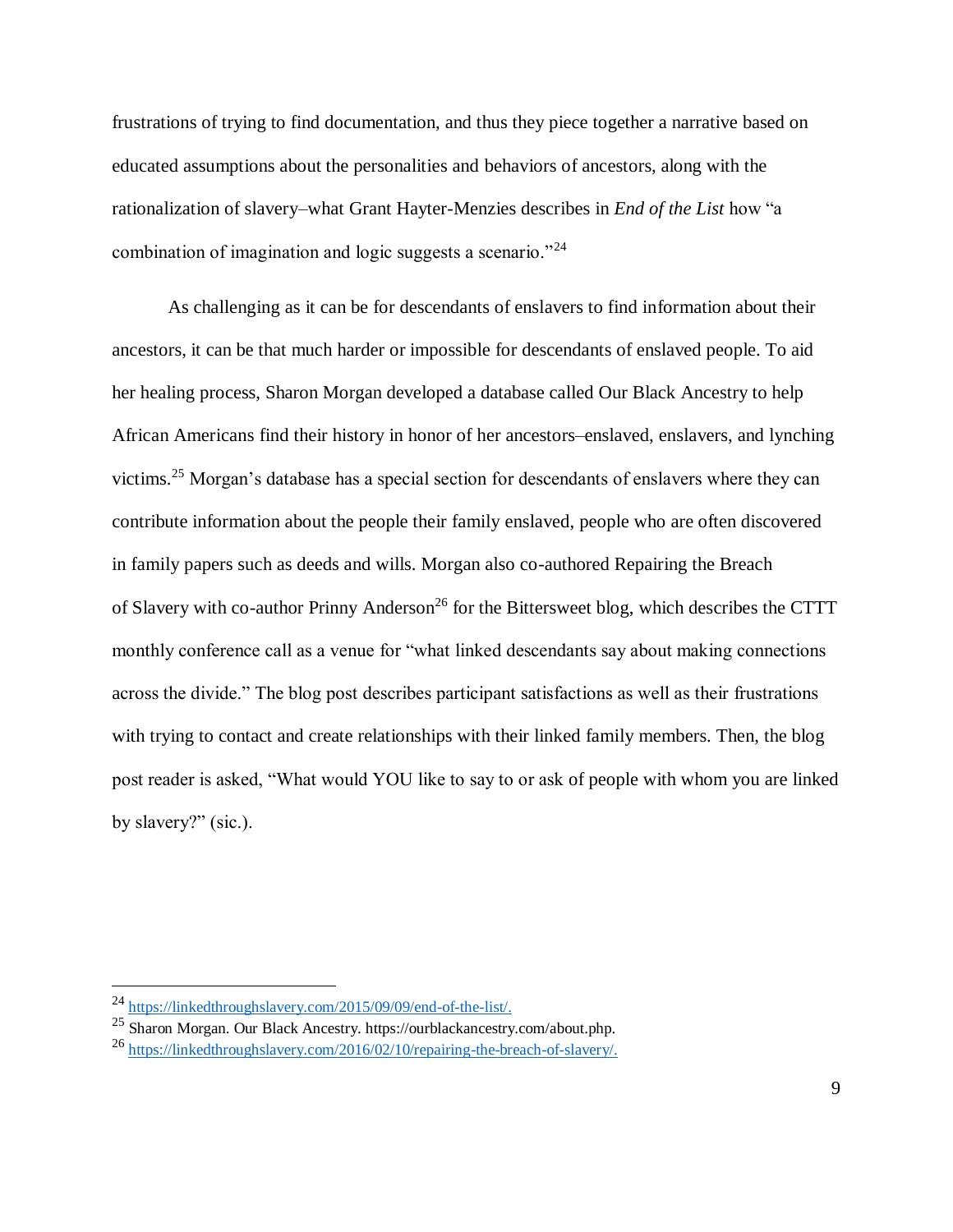frustrations of trying to find documentation, and thus they piece together a narrative based on educated assumptions about the personalities and behaviors of ancestors, along with the rationalization of slavery–what Grant Hayter-Menzies describes in *End of the List* how "a combination of imagination and logic suggests a scenario."[24]

As challenging as it can be for descendants of enslavers to find information about their ancestors, it can be that much harder or impossible for descendants of enslaved people. To aid her healing process, Sharon Morgan developed a database called Our Black Ancestry to help African Americans find their history in honor of her ancestors–enslaved, enslavers, and lynching victims.[25] Morgan's database has a special section for descendants of enslavers where they can contribute information about the people their family enslaved, people who are often discovered in family papers such as deeds and wills. Morgan also co-authored Repairing the Breach of Slavery with co-author Prinny Anderson[26] for the Bittersweet blog, which describes the CTTT monthly conference call as a venue for "what linked descendants say about making connections across the divide." The blog post describes participant satisfactions as well as their frustrations with trying to contact and create relationships with their linked family members. Then, the blog post reader is asked, "What would YOU like to say to or ask of people with whom you are linked by slavery?" (sic.).

---

[24] https://linkedthroughslavery.com/2015/09/09/end-of-the-list/.

[25] Sharon Morgan. Our Black Ancestry. https://ourblackancestry.com/about.php.

[26] https://linkedthroughslavery.com/2016/02/10/repairing-the-breach-of-slavery/.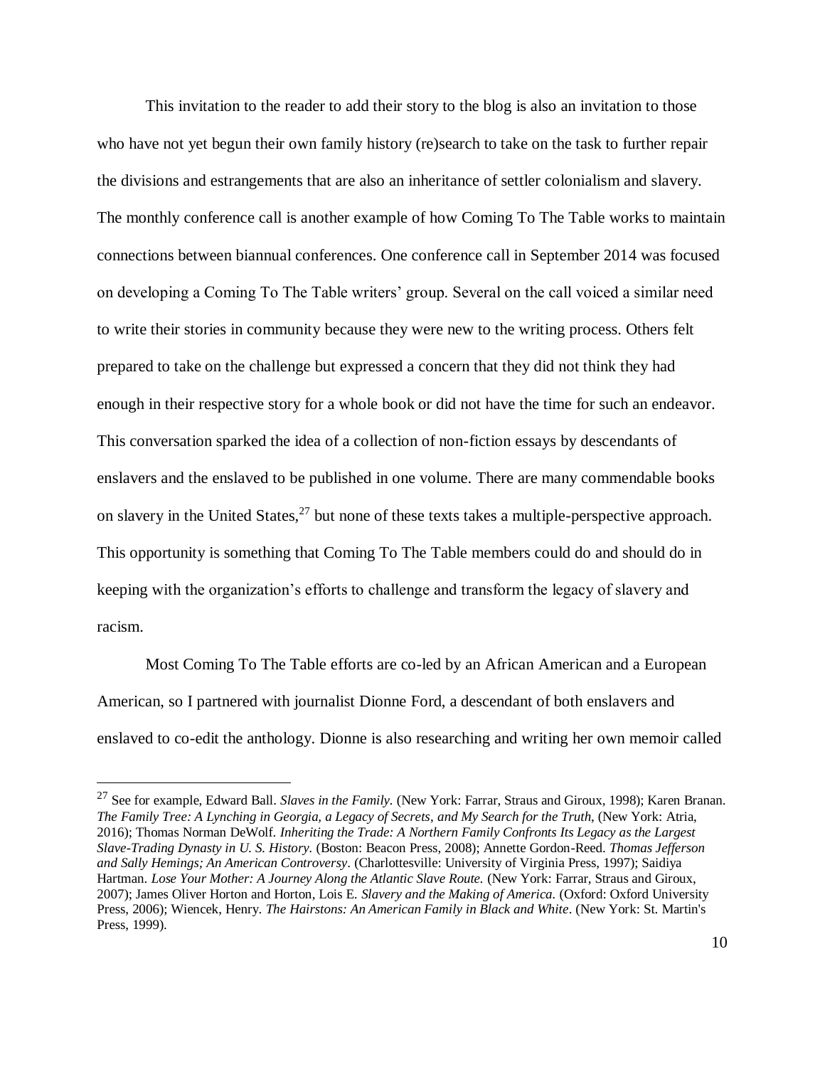This invitation to the reader to add their story to the blog is also an invitation to those who have not yet begun their own family history (re)search to take on the task to further repair the divisions and estrangements that are also an inheritance of settler colonialism and slavery. The monthly conference call is another example of how Coming To The Table works to maintain connections between biannual conferences. One conference call in September 2014 was focused on developing a Coming To The Table writers' group. Several on the call voiced a similar need to write their stories in community because they were new to the writing process. Others felt prepared to take on the challenge but expressed a concern that they did not think they had enough in their respective story for a whole book or did not have the time for such an endeavor. This conversation sparked the idea of a collection of non-fiction essays by descendants of enslavers and the enslaved to be published in one volume. There are many commendable books on slavery in the United States,[27] but none of these texts takes a multiple-perspective approach. This opportunity is something that Coming To The Table members could do and should do in keeping with the organization's efforts to challenge and transform the legacy of slavery and racism.

Most Coming To The Table efforts are co-led by an African American and a European American, so I partnered with journalist Dionne Ford, a descendant of both enslavers and enslaved to co-edit the anthology. Dionne is also researching and writing her own memoir called

---

[27] See for example, Edward Ball. *Slaves in the Family.* (New York: Farrar, Straus and Giroux, 1998); Karen Branan. *The Family Tree: A Lynching in Georgia, a Legacy of Secrets, and My Search for the Truth*, (New York: Atria, 2016); Thomas Norman DeWolf. *Inheriting the Trade: A Northern Family Confronts Its Legacy as the Largest Slave-Trading Dynasty in U. S. History.* (Boston: Beacon Press, 2008); Annette Gordon-Reed. *Thomas Jefferson and Sally Hemings; An American Controversy*. (Charlottesville: University of Virginia Press, 1997); Saidiya Hartman. *Lose Your Mother: A Journey Along the Atlantic Slave Route.* (New York: Farrar, Straus and Giroux, 2007); James Oliver Horton and Horton, Lois E. *Slavery and the Making of America.* (Oxford: Oxford University Press, 2006); Wiencek, Henry. *The Hairstons: An American Family in Black and White*. (New York: St. Martin's Press, 1999).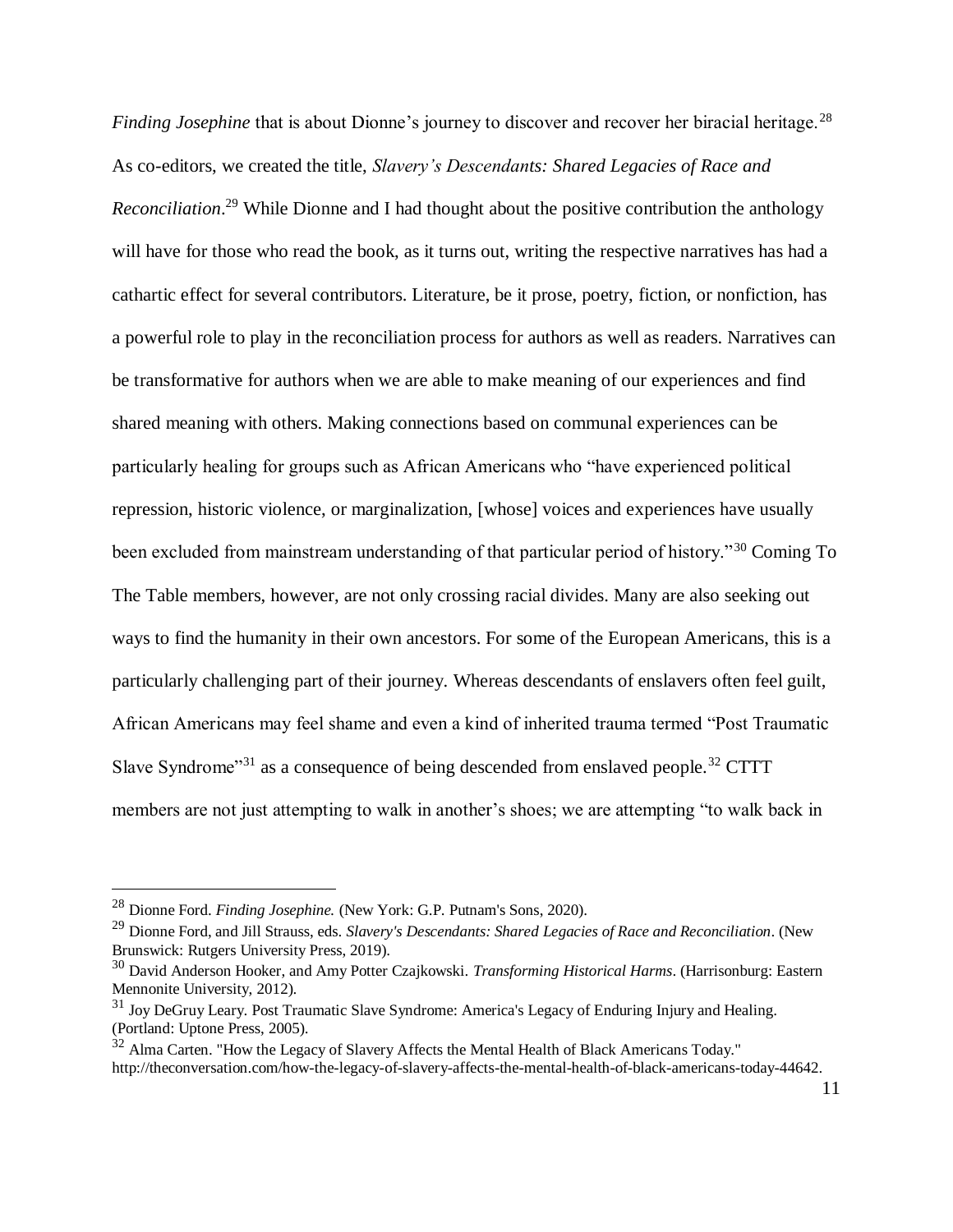*Finding Josephine* that is about Dionne's journey to discover and recover her biracial heritage.[28] As co-editors, we created the title, *Slavery's Descendants: Shared Legacies of Race and Reconciliation*.[29] While Dionne and I had thought about the positive contribution the anthology will have for those who read the book, as it turns out, writing the respective narratives has had a cathartic effect for several contributors. Literature, be it prose, poetry, fiction, or nonfiction, has a powerful role to play in the reconciliation process for authors as well as readers. Narratives can be transformative for authors when we are able to make meaning of our experiences and find shared meaning with others. Making connections based on communal experiences can be particularly healing for groups such as African Americans who "have experienced political repression, historic violence, or marginalization, [whose] voices and experiences have usually been excluded from mainstream understanding of that particular period of history."[30] Coming To The Table members, however, are not only crossing racial divides. Many are also seeking out ways to find the humanity in their own ancestors. For some of the European Americans, this is a particularly challenging part of their journey. Whereas descendants of enslavers often feel guilt, African Americans may feel shame and even a kind of inherited trauma termed "Post Traumatic Slave Syndrome"[31] as a consequence of being descended from enslaved people.[32] CTTT members are not just attempting to walk in another's shoes; we are attempting "to walk back in

---

[28] Dionne Ford. *Finding Josephine.* (New York: G.P. Putnam's Sons, 2020).

[29] Dionne Ford, and Jill Strauss, eds. *Slavery's Descendants: Shared Legacies of Race and Reconciliation*. (New Brunswick: Rutgers University Press, 2019).

[30] David Anderson Hooker, and Amy Potter Czajkowski. *Transforming Historical Harms*. (Harrisonburg: Eastern Mennonite University, 2012).

[31] Joy DeGruy Leary. Post Traumatic Slave Syndrome: America's Legacy of Enduring Injury and Healing. (Portland: Uptone Press, 2005).

[32] Alma Carten. "How the Legacy of Slavery Affects the Mental Health of Black Americans Today." http://theconversation.com/how-the-legacy-of-slavery-affects-the-mental-health-of-black-americans-today-44642.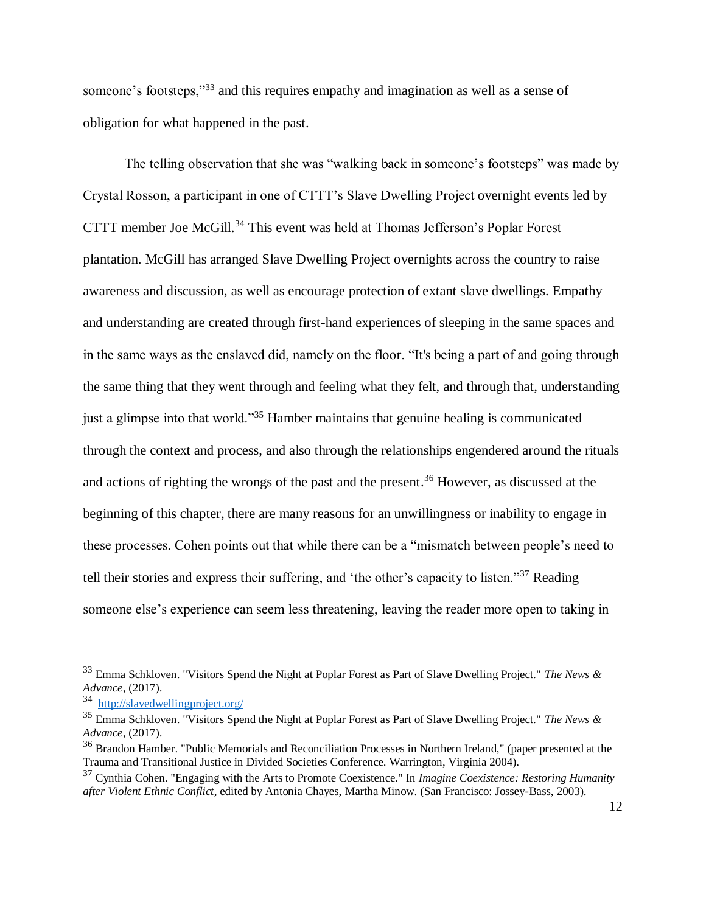someone's footsteps,"[33] and this requires empathy and imagination as well as a sense of obligation for what happened in the past.

The telling observation that she was "walking back in someone's footsteps" was made by Crystal Rosson, a participant in one of CTTT's Slave Dwelling Project overnight events led by CTTT member Joe McGill.[34] This event was held at Thomas Jefferson's Poplar Forest plantation. McGill has arranged Slave Dwelling Project overnights across the country to raise awareness and discussion, as well as encourage protection of extant slave dwellings. Empathy and understanding are created through first-hand experiences of sleeping in the same spaces and in the same ways as the enslaved did, namely on the floor. "It's being a part of and going through the same thing that they went through and feeling what they felt, and through that, understanding just a glimpse into that world."[35] Hamber maintains that genuine healing is communicated through the context and process, and also through the relationships engendered around the rituals and actions of righting the wrongs of the past and the present.[36] However, as discussed at the beginning of this chapter, there are many reasons for an unwillingness or inability to engage in these processes. Cohen points out that while there can be a "mismatch between people's need to tell their stories and express their suffering, and 'the other's capacity to listen."[37] Reading someone else's experience can seem less threatening, leaving the reader more open to taking in

---

[33] Emma Schkloven. "Visitors Spend the Night at Poplar Forest as Part of Slave Dwelling Project." *The News & Advance*, (2017).

[34] http://slavedwellingproject.org/

[35] Emma Schkloven. "Visitors Spend the Night at Poplar Forest as Part of Slave Dwelling Project." *The News & Advance*, (2017).

[36] Brandon Hamber. "Public Memorials and Reconciliation Processes in Northern Ireland," (paper presented at the Trauma and Transitional Justice in Divided Societies Conference. Warrington, Virginia 2004).

[37] Cynthia Cohen. "Engaging with the Arts to Promote Coexistence." In *Imagine Coexistence: Restoring Humanity after Violent Ethnic Conflict*, edited by Antonia Chayes, Martha Minow. (San Francisco: Jossey-Bass, 2003).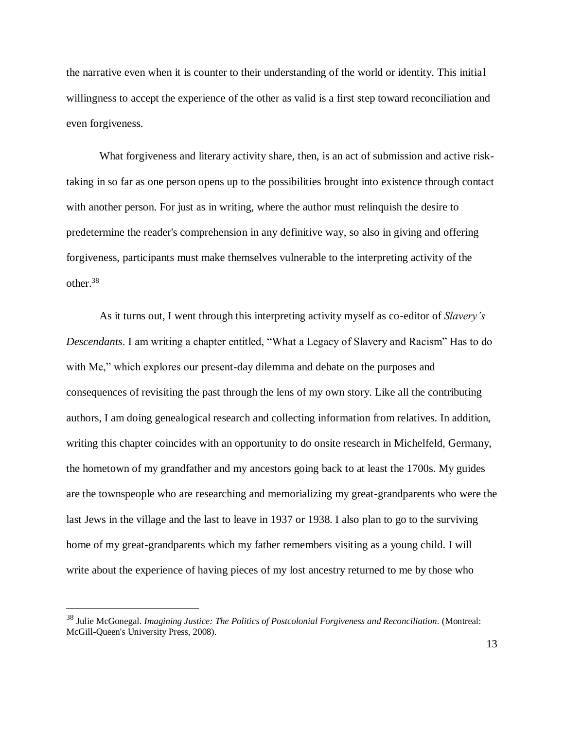the narrative even when it is counter to their understanding of the world or identity. This initial willingness to accept the experience of the other as valid is a first step toward reconciliation and even forgiveness.

What forgiveness and literary activity share, then, is an act of submission and active risk-taking in so far as one person opens up to the possibilities brought into existence through contact with another person. For just as in writing, where the author must relinquish the desire to predetermine the reader's comprehension in any definitive way, so also in giving and offering forgiveness, participants must make themselves vulnerable to the interpreting activity of the other.[38]

As it turns out, I went through this interpreting activity myself as co-editor of *Slavery's Descendants*. I am writing a chapter entitled, "What a Legacy of Slavery and Racism" Has to do with Me," which explores our present-day dilemma and debate on the purposes and consequences of revisiting the past through the lens of my own story. Like all the contributing authors, I am doing genealogical research and collecting information from relatives. In addition, writing this chapter coincides with an opportunity to do onsite research in Michelfeld, Germany, the hometown of my grandfather and my ancestors going back to at least the 1700s. My guides are the townspeople who are researching and memorializing my great-grandparents who were the last Jews in the village and the last to leave in 1937 or 1938. I also plan to go to the surviving home of my great-grandparents which my father remembers visiting as a young child. I will write about the experience of having pieces of my lost ancestry returned to me by those who

---

[38] Julie McGonegal. *Imagining Justice: The Politics of Postcolonial Forgiveness and Reconciliation*. (Montreal: McGill-Queen's University Press, 2008).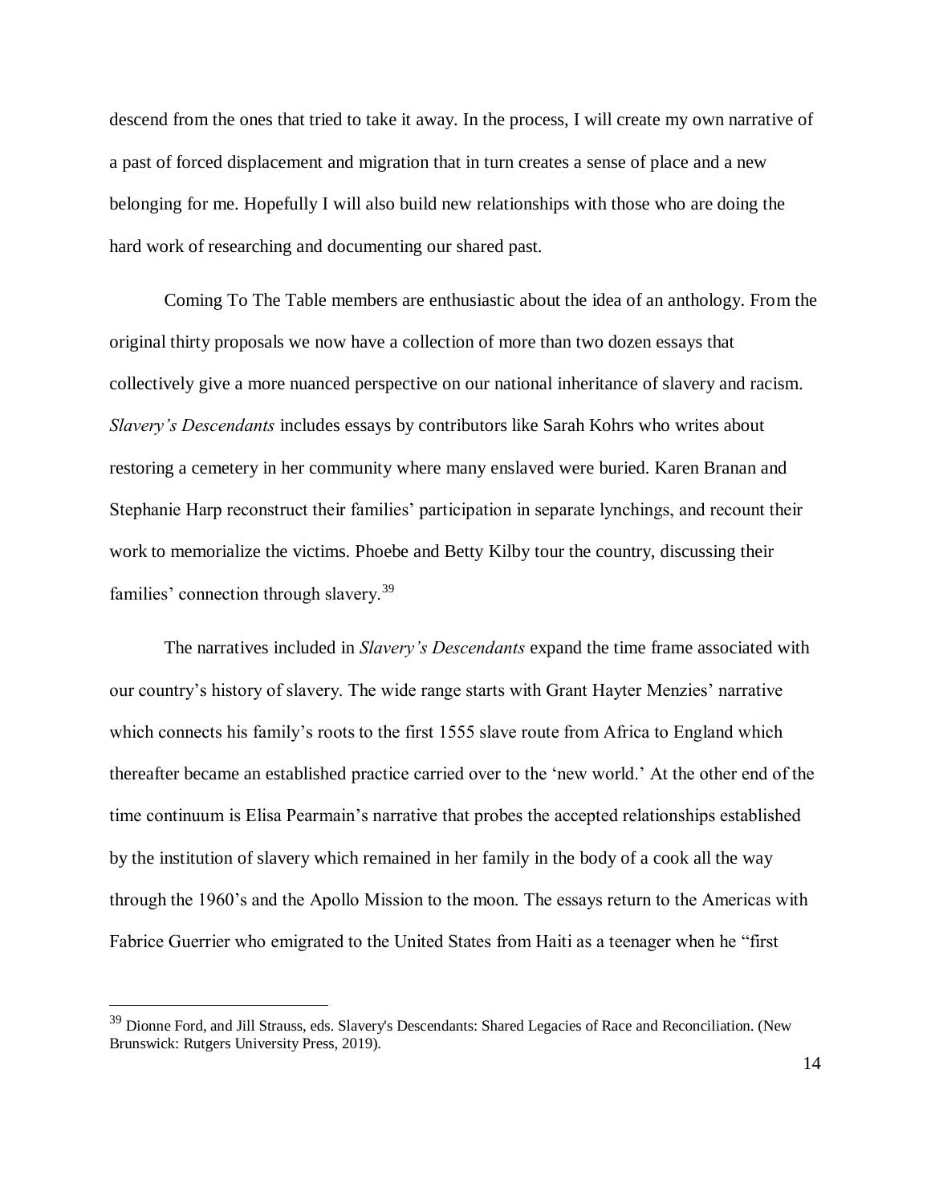descend from the ones that tried to take it away. In the process, I will create my own narrative of a past of forced displacement and migration that in turn creates a sense of place and a new belonging for me. Hopefully I will also build new relationships with those who are doing the hard work of researching and documenting our shared past.

Coming To The Table members are enthusiastic about the idea of an anthology. From the original thirty proposals we now have a collection of more than two dozen essays that collectively give a more nuanced perspective on our national inheritance of slavery and racism. *Slavery's Descendants* includes essays by contributors like Sarah Kohrs who writes about restoring a cemetery in her community where many enslaved were buried. Karen Branan and Stephanie Harp reconstruct their families' participation in separate lynchings, and recount their work to memorialize the victims. Phoebe and Betty Kilby tour the country, discussing their families' connection through slavery.[39]

The narratives included in *Slavery's Descendants* expand the time frame associated with our country's history of slavery. The wide range starts with Grant Hayter Menzies' narrative which connects his family's roots to the first 1555 slave route from Africa to England which thereafter became an established practice carried over to the 'new world.' At the other end of the time continuum is Elisa Pearmain's narrative that probes the accepted relationships established by the institution of slavery which remained in her family in the body of a cook all the way through the 1960's and the Apollo Mission to the moon. The essays return to the Americas with Fabrice Guerrier who emigrated to the United States from Haiti as a teenager when he "first

---

[39] Dionne Ford, and Jill Strauss, eds. Slavery's Descendants: Shared Legacies of Race and Reconciliation. (New Brunswick: Rutgers University Press, 2019).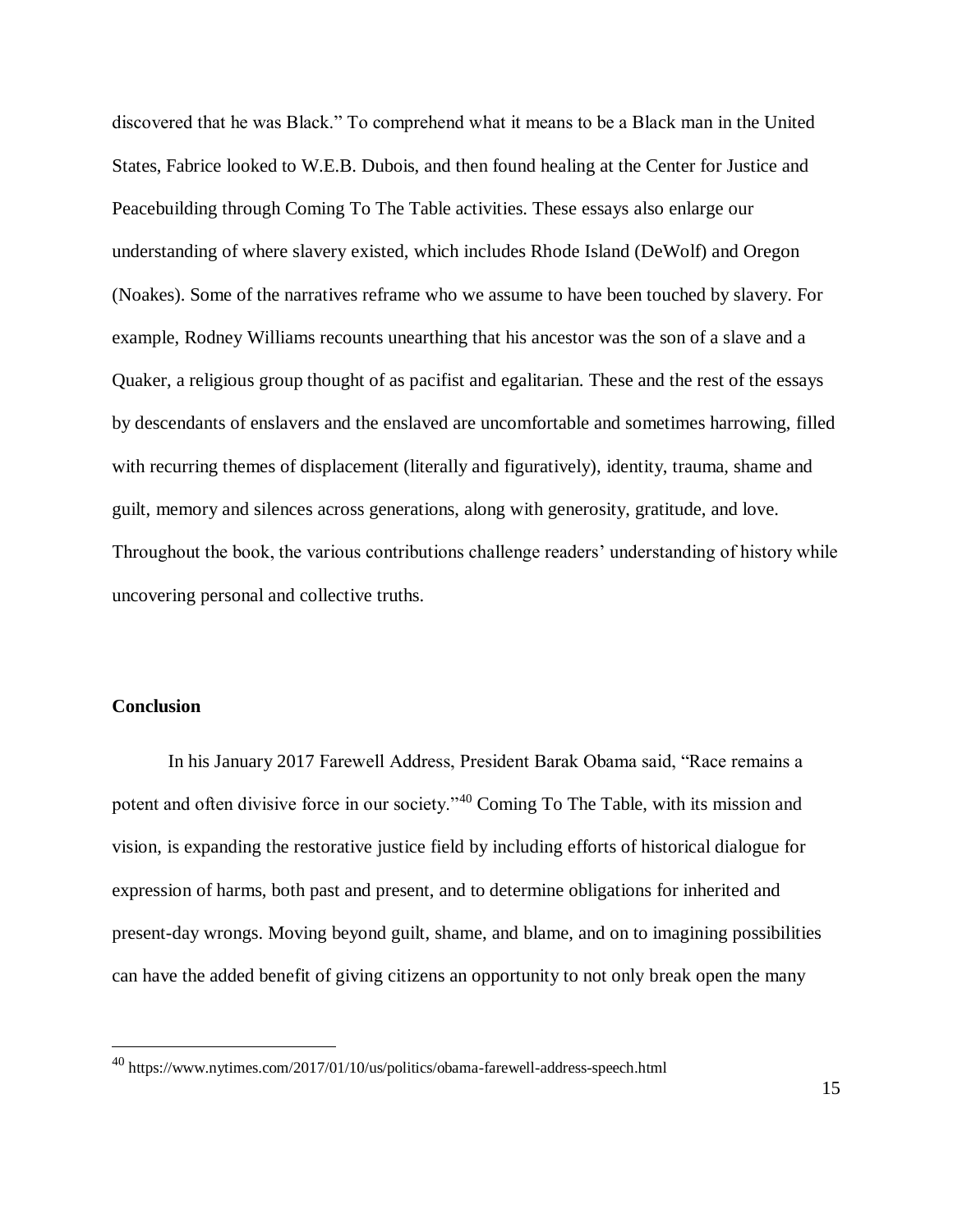discovered that he was Black." To comprehend what it means to be a Black man in the United States, Fabrice looked to W.E.B. Dubois, and then found healing at the Center for Justice and Peacebuilding through Coming To The Table activities. These essays also enlarge our understanding of where slavery existed, which includes Rhode Island (DeWolf) and Oregon (Noakes). Some of the narratives reframe who we assume to have been touched by slavery. For example, Rodney Williams recounts unearthing that his ancestor was the son of a slave and a Quaker, a religious group thought of as pacifist and egalitarian. These and the rest of the essays by descendants of enslavers and the enslaved are uncomfortable and sometimes harrowing, filled with recurring themes of displacement (literally and figuratively), identity, trauma, shame and guilt, memory and silences across generations, along with generosity, gratitude, and love. Throughout the book, the various contributions challenge readers' understanding of history while uncovering personal and collective truths.

## Conclusion

In his January 2017 Farewell Address, President Barak Obama said, "Race remains a potent and often divisive force in our society."[40] Coming To The Table, with its mission and vision, is expanding the restorative justice field by including efforts of historical dialogue for expression of harms, both past and present, and to determine obligations for inherited and present-day wrongs. Moving beyond guilt, shame, and blame, and on to imagining possibilities can have the added benefit of giving citizens an opportunity to not only break open the many

---

[40] https://www.nytimes.com/2017/01/10/us/politics/obama-farewell-address-speech.html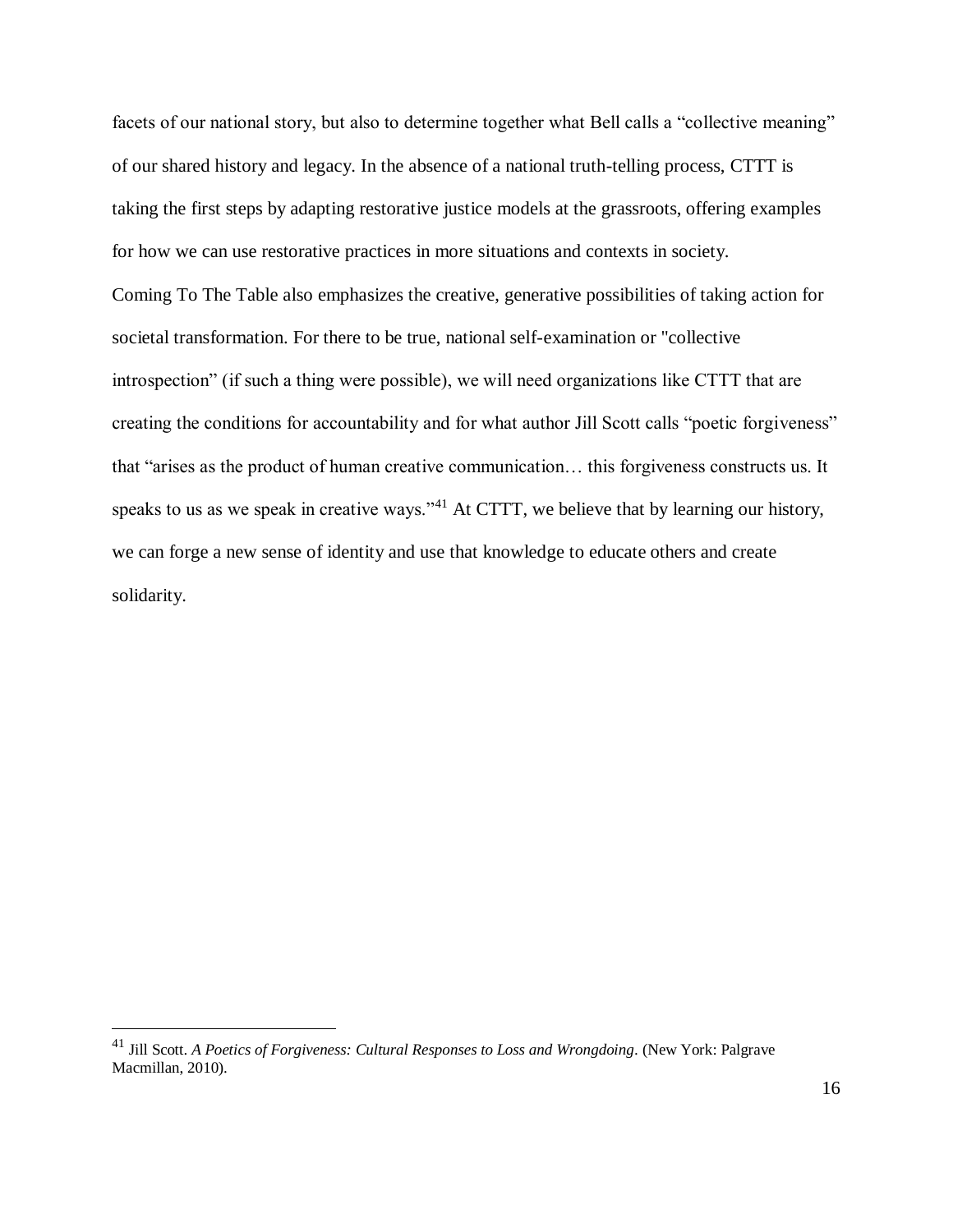facets of our national story, but also to determine together what Bell calls a "collective meaning" of our shared history and legacy. In the absence of a national truth-telling process, CTTT is taking the first steps by adapting restorative justice models at the grassroots, offering examples for how we can use restorative practices in more situations and contexts in society.

Coming To The Table also emphasizes the creative, generative possibilities of taking action for societal transformation. For there to be true, national self-examination or "collective introspection" (if such a thing were possible), we will need organizations like CTTT that are creating the conditions for accountability and for what author Jill Scott calls "poetic forgiveness" that "arises as the product of human creative communication… this forgiveness constructs us. It speaks to us as we speak in creative ways."[41] At CTTT, we believe that by learning our history, we can forge a new sense of identity and use that knowledge to educate others and create solidarity.

---

[41] Jill Scott. *A Poetics of Forgiveness: Cultural Responses to Loss and Wrongdoing*. (New York: Palgrave Macmillan, 2010).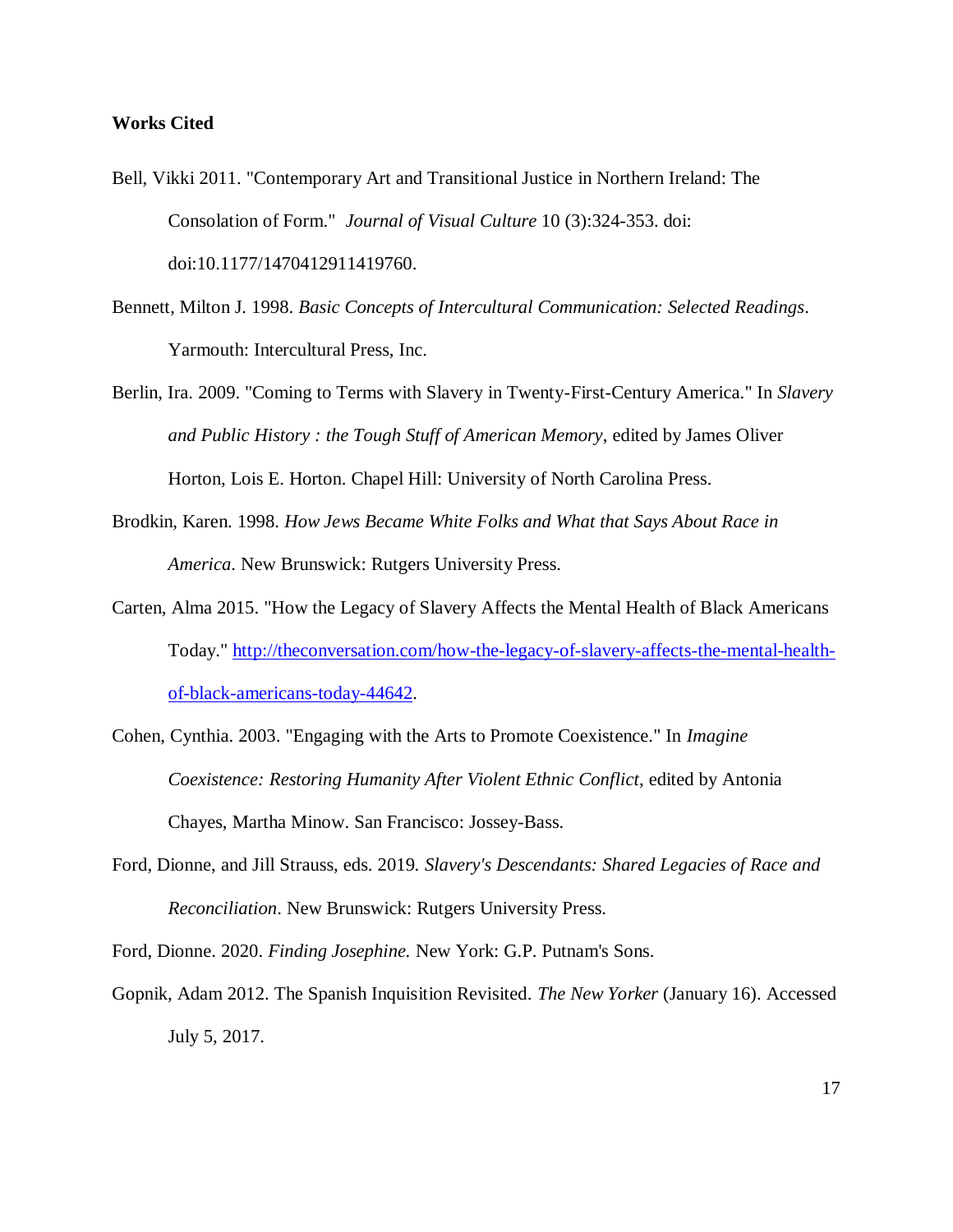**Works Cited**

Bell, Vikki 2011. "Contemporary Art and Transitional Justice in Northern Ireland: The Consolation of Form." *Journal of Visual Culture* 10 (3):324-353. doi: doi:10.1177/1470412911419760.

Bennett, Milton J. 1998. *Basic Concepts of Intercultural Communication: Selected Readings*. Yarmouth: Intercultural Press, Inc.

Berlin, Ira. 2009. "Coming to Terms with Slavery in Twenty-First-Century America." In *Slavery and Public History : the Tough Stuff of American Memory*, edited by James Oliver Horton, Lois E. Horton. Chapel Hill: University of North Carolina Press.

Brodkin, Karen. 1998. *How Jews Became White Folks and What that Says About Race in America*. New Brunswick: Rutgers University Press.

Carten, Alma 2015. "How the Legacy of Slavery Affects the Mental Health of Black Americans Today." [http://theconversation.com/how-the-legacy-of-slavery-affects-the-mental-health-of-black-americans-today-44642](http://theconversation.com/how-the-legacy-of-slavery-affects-the-mental-health-of-black-americans-today-44642).

Cohen, Cynthia. 2003. "Engaging with the Arts to Promote Coexistence." In *Imagine Coexistence: Restoring Humanity After Violent Ethnic Conflict*, edited by Antonia Chayes, Martha Minow. San Francisco: Jossey-Bass.

Ford, Dionne, and Jill Strauss, eds. 2019. *Slavery's Descendants: Shared Legacies of Race and Reconciliation*. New Brunswick: Rutgers University Press.

Ford, Dionne. 2020. *Finding Josephine.* New York: G.P. Putnam's Sons.

Gopnik, Adam 2012. The Spanish Inquisition Revisited. *The New Yorker* (January 16). Accessed July 5, 2017.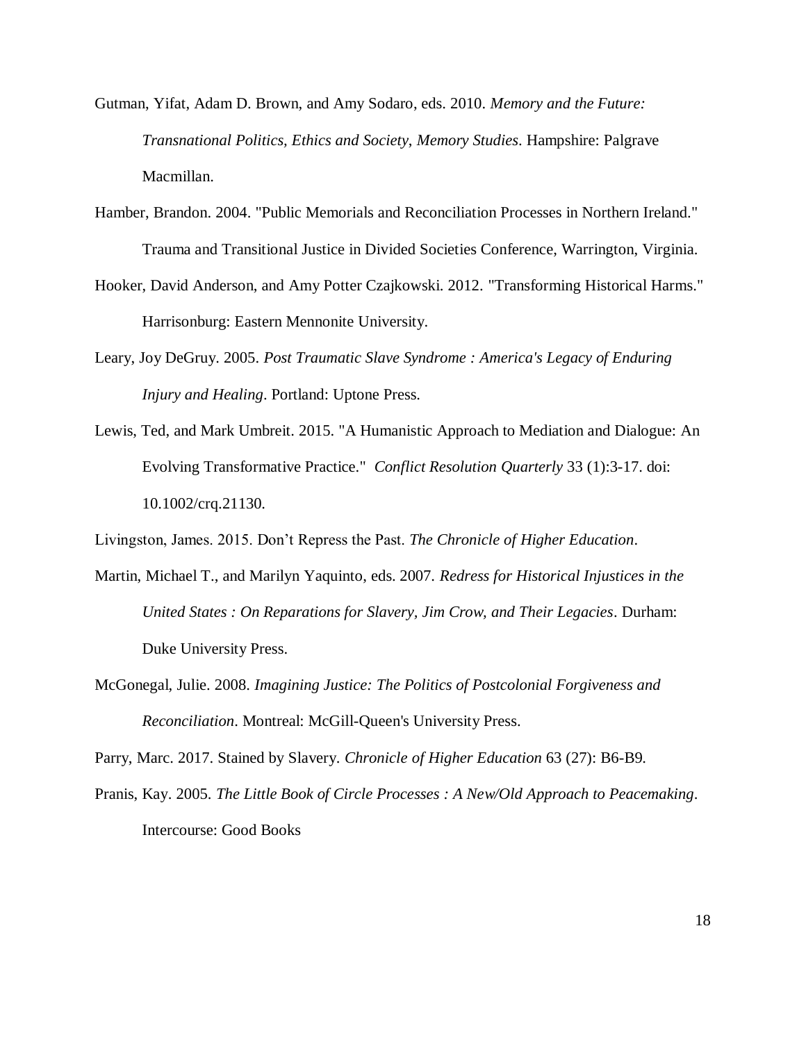Gutman, Yifat, Adam D. Brown, and Amy Sodaro, eds. 2010. *Memory and the Future: Transnational Politics, Ethics and Society, Memory Studies*. Hampshire: Palgrave Macmillan.

Hamber, Brandon. 2004. "Public Memorials and Reconciliation Processes in Northern Ireland." Trauma and Transitional Justice in Divided Societies Conference, Warrington, Virginia.

Hooker, David Anderson, and Amy Potter Czajkowski. 2012. "Transforming Historical Harms." Harrisonburg: Eastern Mennonite University.

Leary, Joy DeGruy. 2005. *Post Traumatic Slave Syndrome : America's Legacy of Enduring Injury and Healing*. Portland: Uptone Press.

Lewis, Ted, and Mark Umbreit. 2015. "A Humanistic Approach to Mediation and Dialogue: An Evolving Transformative Practice." *Conflict Resolution Quarterly* 33 (1):3-17. doi: 10.1002/crq.21130.

Livingston, James. 2015. Don't Repress the Past. *The Chronicle of Higher Education*.

Martin, Michael T., and Marilyn Yaquinto, eds. 2007. *Redress for Historical Injustices in the United States : On Reparations for Slavery, Jim Crow, and Their Legacies*. Durham: Duke University Press.

McGonegal, Julie. 2008. *Imagining Justice: The Politics of Postcolonial Forgiveness and Reconciliation*. Montreal: McGill-Queen's University Press.

Parry, Marc. 2017. Stained by Slavery. *Chronicle of Higher Education* 63 (27): B6-B9.

Pranis, Kay. 2005. *The Little Book of Circle Processes : A New/Old Approach to Peacemaking*. Intercourse: Good Books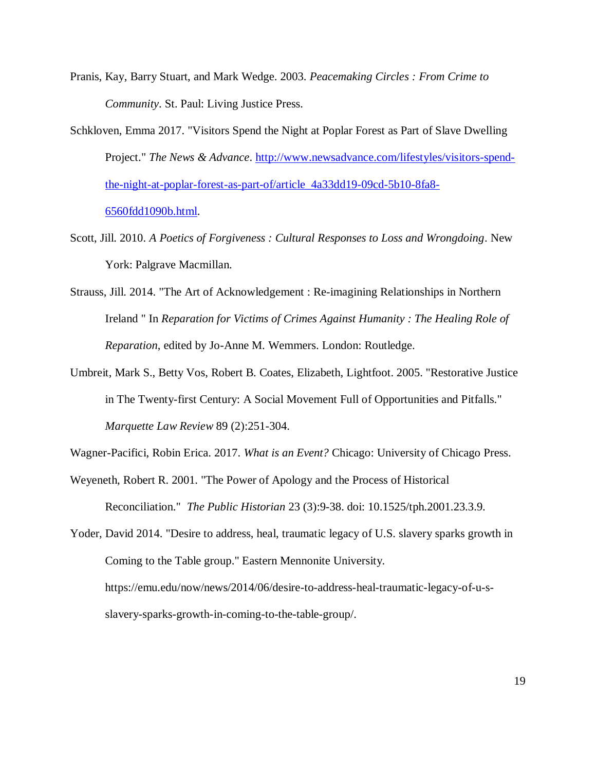Pranis, Kay, Barry Stuart, and Mark Wedge. 2003. *Peacemaking Circles : From Crime to Community*. St. Paul: Living Justice Press.

Schkloven, Emma 2017. "Visitors Spend the Night at Poplar Forest as Part of Slave Dwelling Project." *The News & Advance*. http://www.newsadvance.com/lifestyles/visitors-spend-the-night-at-poplar-forest-as-part-of/article_4a33dd19-09cd-5b10-8fa8-6560fdd1090b.html.

Scott, Jill. 2010. *A Poetics of Forgiveness : Cultural Responses to Loss and Wrongdoing*. New York: Palgrave Macmillan.

Strauss, Jill. 2014. "The Art of Acknowledgement : Re-imagining Relationships in Northern Ireland " In *Reparation for Victims of Crimes Against Humanity : The Healing Role of Reparation*, edited by Jo-Anne M. Wemmers. London: Routledge.

Umbreit, Mark S., Betty Vos, Robert B. Coates, Elizabeth, Lightfoot. 2005. "Restorative Justice in The Twenty-first Century: A Social Movement Full of Opportunities and Pitfalls." *Marquette Law Review* 89 (2):251-304.

Wagner-Pacifici, Robin Erica. 2017. *What is an Event?* Chicago: University of Chicago Press.

Weyeneth, Robert R. 2001. "The Power of Apology and the Process of Historical Reconciliation." *The Public Historian* 23 (3):9-38. doi: 10.1525/tph.2001.23.3.9.

Yoder, David 2014. "Desire to address, heal, traumatic legacy of U.S. slavery sparks growth in Coming to the Table group." Eastern Mennonite University. https://emu.edu/now/news/2014/06/desire-to-address-heal-traumatic-legacy-of-u-s-slavery-sparks-growth-in-coming-to-the-table-group/.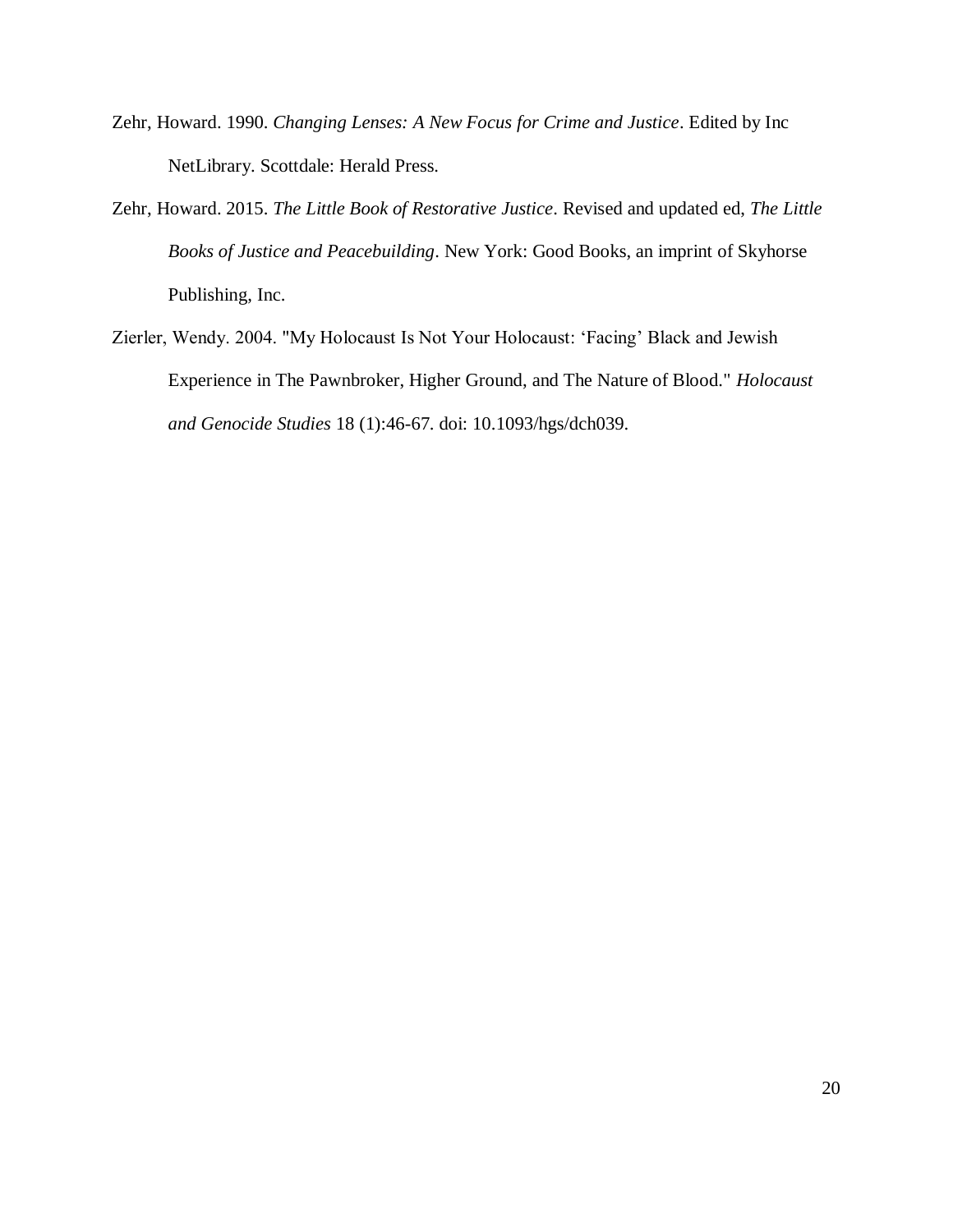Zehr, Howard. 1990. *Changing Lenses: A New Focus for Crime and Justice*. Edited by Inc NetLibrary. Scottdale: Herald Press.

Zehr, Howard. 2015. *The Little Book of Restorative Justice*. Revised and updated ed, *The Little Books of Justice and Peacebuilding*. New York: Good Books, an imprint of Skyhorse Publishing, Inc.

Zierler, Wendy. 2004. "My Holocaust Is Not Your Holocaust: 'Facing' Black and Jewish Experience in The Pawnbroker, Higher Ground, and The Nature of Blood." *Holocaust and Genocide Studies* 18 (1):46-67. doi: 10.1093/hgs/dch039.